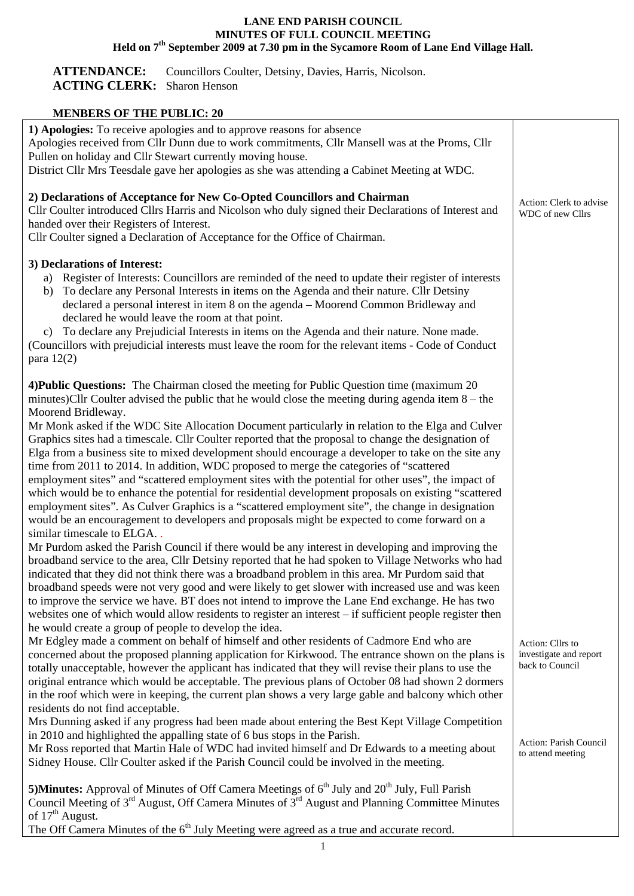# LANE END PARISH COUNCIL
## MINUTES OF FULL COUNCIL MEETING
### Held on 7th September 2009 at 7.30 pm in the Sycamore Room of Lane End Village Hall.

**ATTENDANCE:** Councillors Coulter, Detsiny, Davies, Harris, Nicolson.
**ACTING CLERK:** Sharon Henson

**MENBERS OF THE PUBLIC: 20**

| | |
|---|---|
| **1) Apologies:** To receive apologies and to approve reasons for absence<br>Apologies received from Cllr Dunn due to work commitments, Cllr Mansell was at the Proms, Cllr Pullen on holiday and Cllr Stewart currently moving house.<br>District Cllr Mrs Teesdale gave her apologies as she was attending a Cabinet Meeting at WDC. | |
| **2) Declarations of Acceptance for New Co-Opted Councillors and Chairman**<br>Cllr Coulter introduced Cllrs Harris and Nicolson who duly signed their Declarations of Interest and handed over their Registers of Interest.<br>Cllr Coulter signed a Declaration of Acceptance for the Office of Chairman. | Action: Clerk to advise WDC of new Cllrs |
| **3) Declarations of Interest:**<br>a) Register of Interests: Councillors are reminded of the need to update their register of interests<br>b) To declare any Personal Interests in items on the Agenda and their nature. Cllr Detsiny declared a personal interest in item 8 on the agenda – Moorend Common Bridleway and declared he would leave the room at that point.<br>c) To declare any Prejudicial Interests in items on the Agenda and their nature. None made.<br>(Councillors with prejudicial interests must leave the room for the relevant items - Code of Conduct para 12(2) | |
| **4)Public Questions:** The Chairman closed the meeting for Public Question time (maximum 20 minutes)Cllr Coulter advised the public that he would close the meeting during agenda item 8 – the Moorend Bridleway.<br>Mr Monk asked if the WDC Site Allocation Document particularly in relation to the Elga and Culver Graphics sites had a timescale. Cllr Coulter reported that the proposal to change the designation of Elga from a business site to mixed development should encourage a developer to take on the site any time from 2011 to 2014. In addition, WDC proposed to merge the categories of "scattered employment sites" and "scattered employment sites with the potential for other uses", the impact of which would be to enhance the potential for residential development proposals on existing "scattered employment sites". As Culver Graphics is a "scattered employment site", the change in designation would be an encouragement to developers and proposals might be expected to come forward on a similar timescale to ELGA. .<br>Mr Purdom asked the Parish Council if there would be any interest in developing and improving the broadband service to the area, Cllr Detsiny reported that he had spoken to Village Networks who had indicated that they did not think there was a broadband problem in this area. Mr Purdom said that broadband speeds were not very good and were likely to get slower with increased use and was keen to improve the service we have. BT does not intend to improve the Lane End exchange. He has two websites one of which would allow residents to register an interest – if sufficient people register then he would create a group of people to develop the idea.<br>Mr Edgley made a comment on behalf of himself and other residents of Cadmore End who are concerned about the proposed planning application for Kirkwood. The entrance shown on the plans is totally unacceptable, however the applicant has indicated that they will revise their plans to use the original entrance which would be acceptable. The previous plans of October 08 had shown 2 dormers in the roof which were in keeping, the current plan shows a very large gable and balcony which other residents do not find acceptable.<br>Mrs Dunning asked if any progress had been made about entering the Best Kept Village Competition in 2010 and highlighted the appalling state of 6 bus stops in the Parish.<br>Mr Ross reported that Martin Hale of WDC had invited himself and Dr Edwards to a meeting about Sidney House. Cllr Coulter asked if the Parish Council could be involved in the meeting. | Action: Cllrs to investigate and report back to Council<br><br>Action: Parish Council to attend meeting |
| **5)Minutes:** Approval of Minutes of Off Camera Meetings of 6th July and 20th July, Full Parish Council Meeting of 3rd August, Off Camera Minutes of 3rd August and Planning Committee Minutes of 17th August.<br>The Off Camera Minutes of the 6th July Meeting were agreed as a true and accurate record. | |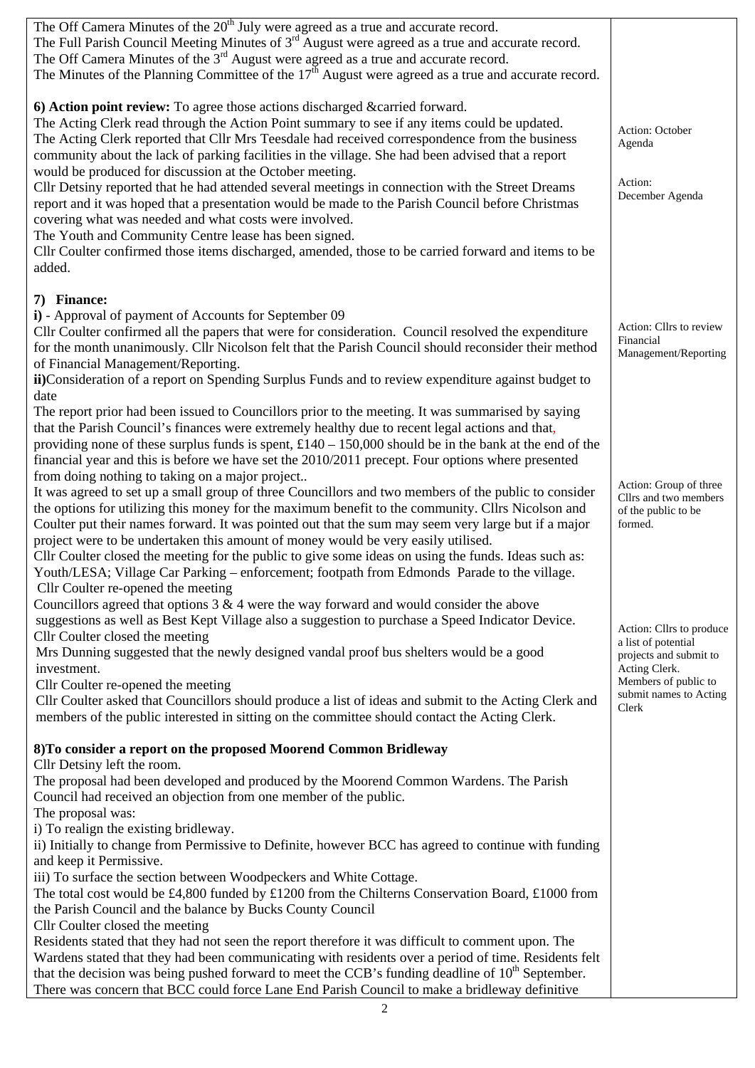The Off Camera Minutes of the 20th July were agreed as a true and accurate record.
The Full Parish Council Meeting Minutes of 3rd August were agreed as a true and accurate record.
The Off Camera Minutes of the 3rd August were agreed as a true and accurate record.
The Minutes of the Planning Committee of the 17th August were agreed as a true and accurate record.

**6) Action point review:** To agree those actions discharged &carried forward.
The Acting Clerk read through the Action Point summary to see if any items could be updated.
The Acting Clerk reported that Cllr Mrs Teesdale had received correspondence from the business community about the lack of parking facilities in the village. She had been advised that a report would be produced for discussion at the October meeting.

*Action: October Agenda*

Cllr Detsiny reported that he had attended several meetings in connection with the Street Dreams report and it was hoped that a presentation would be made to the Parish Council before Christmas covering what was needed and what costs were involved.

*Action: December Agenda*

The Youth and Community Centre lease has been signed.
Cllr Coulter confirmed those items discharged, amended, those to be carried forward and items to be added.

**7) Finance:**

**i)** - Approval of payment of Accounts for September 09
Cllr Coulter confirmed all the papers that were for consideration. Council resolved the expenditure for the month unanimously. Cllr Nicolson felt that the Parish Council should reconsider their method of Financial Management/Reporting.

*Action: Cllrs to review Financial Management/Reporting*

**ii)**Consideration of a report on Spending Surplus Funds and to review expenditure against budget to date
The report prior had been issued to Councillors prior to the meeting. It was summarised by saying that the Parish Council's finances were extremely healthy due to recent legal actions and that, providing none of these surplus funds is spent, £140 – 150,000 should be in the bank at the end of the financial year and this is before we have set the 2010/2011 precept. Four options where presented from doing nothing to taking on a major project..
It was agreed to set up a small group of three Councillors and two members of the public to consider the options for utilizing this money for the maximum benefit to the community. Cllrs Nicolson and Coulter put their names forward. It was pointed out that the sum may seem very large but if a major project were to be undertaken this amount of money would be very easily utilised.

*Action: Group of three Cllrs and two members of the public to be formed.*

Cllr Coulter closed the meeting for the public to give some ideas on using the funds. Ideas such as: Youth/LESA; Village Car Parking – enforcement; footpath from Edmonds Parade to the village.
Cllr Coulter re-opened the meeting
Councillors agreed that options 3 & 4 were the way forward and would consider the above suggestions as well as Best Kept Village also a suggestion to purchase a Speed Indicator Device.
Cllr Coulter closed the meeting
Mrs Dunning suggested that the newly designed vandal proof bus shelters would be a good investment.
Cllr Coulter re-opened the meeting
Cllr Coulter asked that Councillors should produce a list of ideas and submit to the Acting Clerk and members of the public interested in sitting on the committee should contact the Acting Clerk.

*Action: Cllrs to produce a list of potential projects and submit to Acting Clerk. Members of public to submit names to Acting Clerk*

**8)To consider a report on the proposed Moorend Common Bridleway**
Cllr Detsiny left the room.
The proposal had been developed and produced by the Moorend Common Wardens. The Parish Council had received an objection from one member of the public.
The proposal was:
i) To realign the existing bridleway.
ii) Initially to change from Permissive to Definite, however BCC has agreed to continue with funding and keep it Permissive.
iii) To surface the section between Woodpeckers and White Cottage.
The total cost would be £4,800 funded by £1200 from the Chilterns Conservation Board, £1000 from the Parish Council and the balance by Bucks County Council
Cllr Coulter closed the meeting
Residents stated that they had not seen the report therefore it was difficult to comment upon. The Wardens stated that they had been communicating with residents over a period of time. Residents felt that the decision was being pushed forward to meet the CCB's funding deadline of 10th September. There was concern that BCC could force Lane End Parish Council to make a bridleway definitive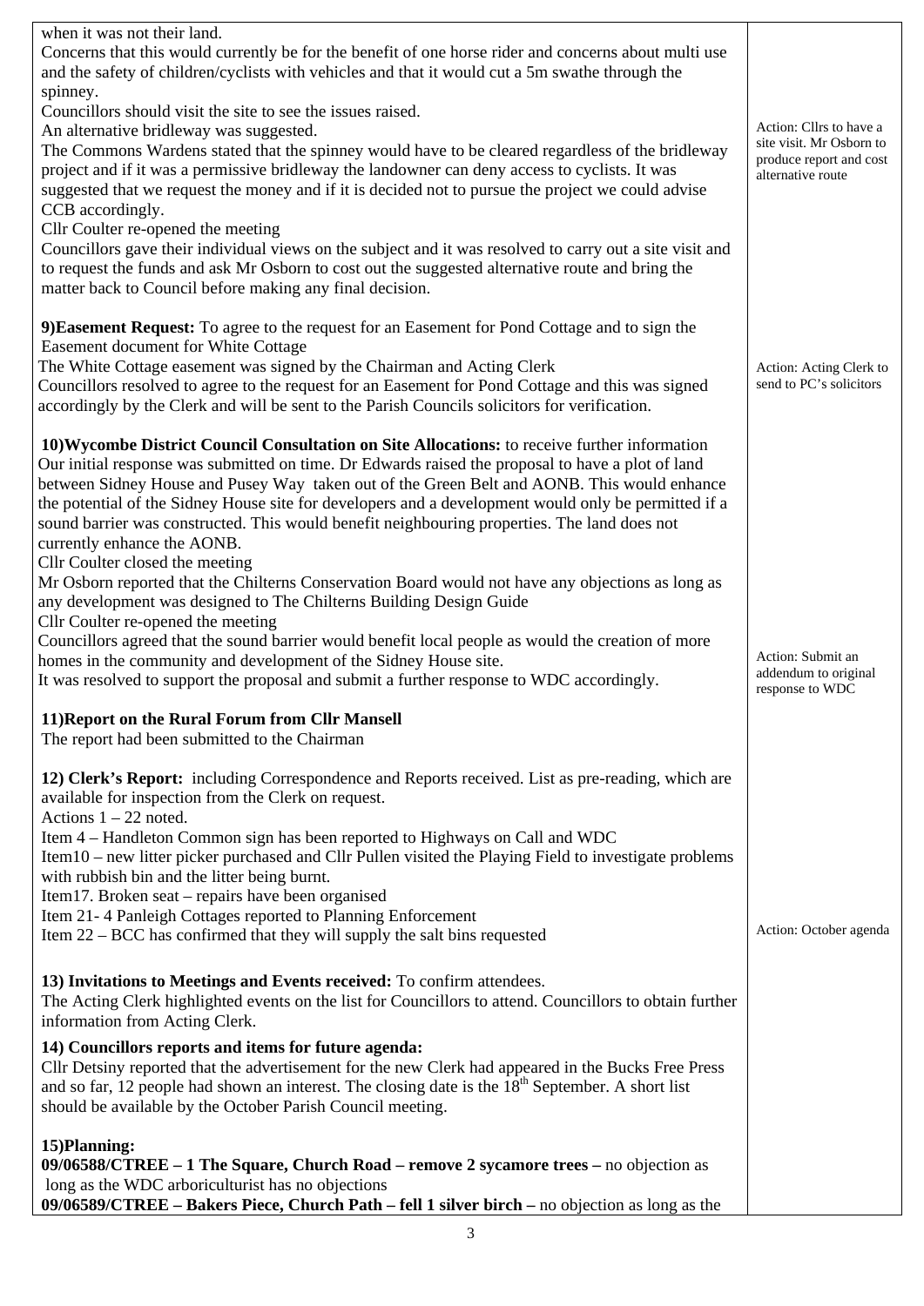| | |
|---|---|
| when it was not their land.<br>Concerns that this would currently be for the benefit of one horse rider and concerns about multi use and the safety of children/cyclists with vehicles and that it would cut a 5m swathe through the spinney.<br>Councillors should visit the site to see the issues raised.<br>An alternative bridleway was suggested.<br>The Commons Wardens stated that the spinney would have to be cleared regardless of the bridleway project and if it was a permissive bridleway the landowner can deny access to cyclists. It was suggested that we request the money and if it is decided not to pursue the project we could advise CCB accordingly.<br>Cllr Coulter re-opened the meeting<br>Councillors gave their individual views on the subject and it was resolved to carry out a site visit and to request the funds and ask Mr Osborn to cost out the suggested alternative route and bring the matter back to Council before making any final decision. | Action: Cllrs to have a site visit. Mr Osborn to produce report and cost alternative route |
| **9)Easement Request:** To agree to the request for an Easement for Pond Cottage and to sign the Easement document for White Cottage<br>The White Cottage easement was signed by the Chairman and Acting Clerk<br>Councillors resolved to agree to the request for an Easement for Pond Cottage and this was signed accordingly by the Clerk and will be sent to the Parish Councils solicitors for verification. | Action: Acting Clerk to send to PC's solicitors |
| **10)Wycombe District Council Consultation on Site Allocations:** to receive further information<br>Our initial response was submitted on time. Dr Edwards raised the proposal to have a plot of land between Sidney House and Pusey Way taken out of the Green Belt and AONB. This would enhance the potential of the Sidney House site for developers and a development would only be permitted if a sound barrier was constructed. This would benefit neighbouring properties. The land does not currently enhance the AONB.<br>Cllr Coulter closed the meeting<br>Mr Osborn reported that the Chilterns Conservation Board would not have any objections as long as any development was designed to The Chilterns Building Design Guide<br>Cllr Coulter re-opened the meeting<br>Councillors agreed that the sound barrier would benefit local people as would the creation of more homes in the community and development of the Sidney House site.<br>It was resolved to support the proposal and submit a further response to WDC accordingly. | Action: Submit an addendum to original response to WDC |
| **11)Report on the Rural Forum from Cllr Mansell**<br>The report had been submitted to the Chairman | |
| **12) Clerk's Report:** including Correspondence and Reports received. List as pre-reading, which are available for inspection from the Clerk on request.<br>Actions 1 – 22 noted.<br>Item 4 – Handleton Common sign has been reported to Highways on Call and WDC<br>Item10 – new litter picker purchased and Cllr Pullen visited the Playing Field to investigate problems with rubbish bin and the litter being burnt.<br>Item17. Broken seat – repairs have been organised<br>Item 21- 4 Panleigh Cottages reported to Planning Enforcement<br>Item 22 – BCC has confirmed that they will supply the salt bins requested | Action: October agenda |
| **13) Invitations to Meetings and Events received:** To confirm attendees.<br>The Acting Clerk highlighted events on the list for Councillors to attend. Councillors to obtain further information from Acting Clerk. | |
| **14) Councillors reports and items for future agenda:**<br>Cllr Detsiny reported that the advertisement for the new Clerk had appeared in the Bucks Free Press and so far, 12 people had shown an interest. The closing date is the 18th September. A short list should be available by the October Parish Council meeting. | |
| **15)Planning:**<br>**09/06588/CTREE – 1 The Square, Church Road – remove 2 sycamore trees –** no objection as long as the WDC arboriculturist has no objections<br>**09/06589/CTREE – Bakers Piece, Church Path – fell 1 silver birch –** no objection as long as the | |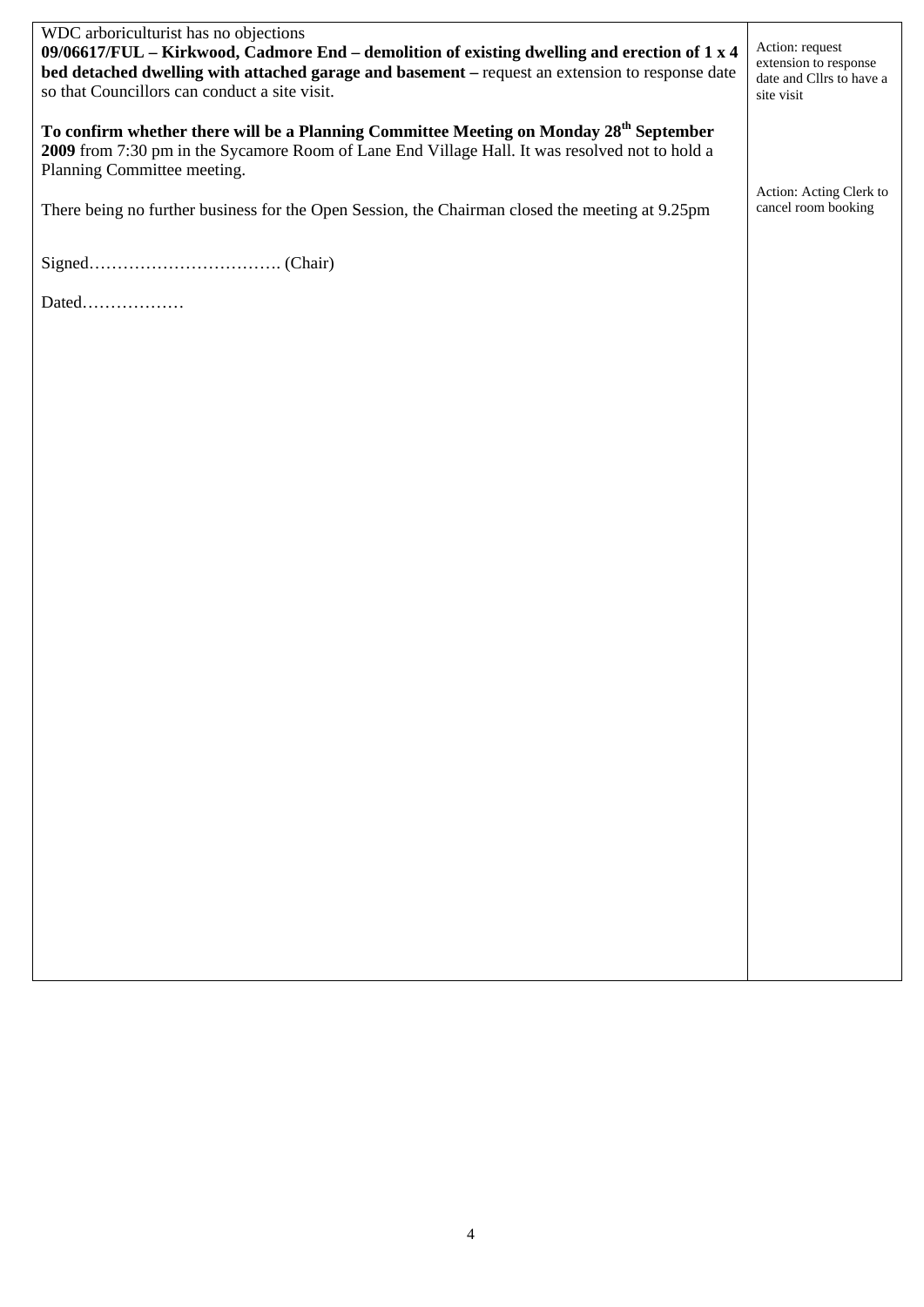| | |
|---|---|
| WDC arboriculturist has no objections<br>**09/06617/FUL – Kirkwood, Cadmore End – demolition of existing dwelling and erection of 1 x 4 bed detached dwelling with attached garage and basement –** request an extension to response date so that Councillors can conduct a site visit. | Action: request extension to response date and Cllrs to have a site visit |
| **To confirm whether there will be a Planning Committee Meeting on Monday 28th September 2009** from 7:30 pm in the Sycamore Room of Lane End Village Hall. It was resolved not to hold a Planning Committee meeting. | Action: Acting Clerk to cancel room booking |
| There being no further business for the Open Session, the Chairman closed the meeting at 9.25pm | |
| Signed……………………………. (Chair) | |
| Dated……………… | |